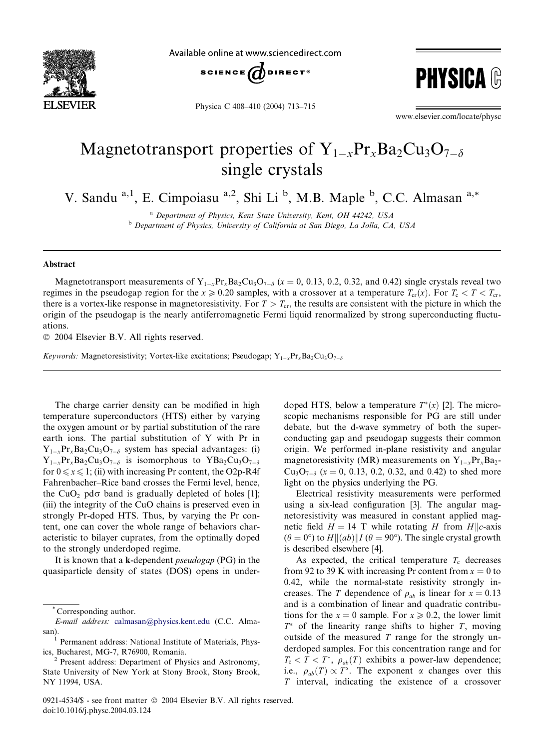# Magnetotransport properties of $Y_{1-x}Pr_xBa_2Cu_3O_{7-\delta}$ single crystals

V. Sandu [a,1], E. Cimpoiasu [a,2], Shi Li [b], M.B. Maple [b], C.C. Almasan [a,*]

[a] *Department of Physics, Kent State University, Kent, OH 44242, USA*

[b] *Department of Physics, University of California at San Diego, La Jolla, CA, USA*

## Abstract

Magnetotransport measurements of $Y_{1-x}Pr_xBa_2Cu_3O_{7-\delta}$ ($x = 0$, 0.13, 0.2, 0.32, and 0.42) single crystals reveal two regimes in the pseudogap region for the $x \geqslant 0.20$ samples, with a crossover at a temperature $T_{cr}(x)$. For $T_c < T < T_{cr}$, there is a vortex-like response in magnetoresistivity. For $T > T_{cr}$, the results are consistent with the picture in which the origin of the pseudogap is the nearly antiferromagnetic Fermi liquid renormalized by strong superconducting fluctuations.

© 2004 Elsevier B.V. All rights reserved.

*Keywords:* Magnetoresistivity; Vortex-like excitations; Pseudogap; $Y_{1-x}Pr_xBa_2Cu_3O_{7-\delta}$

The charge carrier density can be modified in high temperature superconductors (HTS) either by varying the oxygen amount or by partial substitution of the rare earth ions. The partial substitution of Y with Pr in $Y_{1-x}Pr_xBa_2Cu_3O_{7-\delta}$ system has special advantages: (i) $Y_{1-x}Pr_xBa_2Cu_3O_{7-\delta}$ is isomorphous to $YBa_2Cu_3O_{7-\delta}$ for $0 \leqslant x \leqslant 1$; (ii) with increasing Pr content, the O2p-R4f Fahrenbacher–Rice band crosses the Fermi level, hence, the $CuO_2$ pd$\sigma$ band is gradually depleted of holes [1]; (iii) the integrity of the CuO chains is preserved even in strongly Pr-doped HTS. Thus, by varying the Pr content, one can cover the whole range of behaviors characteristic to bilayer cuprates, from the optimally doped to the strongly underdoped regime.

It is known that a **k**-dependent *pseudogap* (PG) in the quasiparticle density of states (DOS) opens in underdoped HTS, below a temperature $T^*(x)$ [2]. The microscopic mechanisms responsible for PG are still under debate, but the d-wave symmetry of both the superconducting gap and pseudogap suggests their common origin. We performed in-plane resistivity and angular magnetoresistivity (MR) measurements on $Y_{1-x}Pr_xBa_2Cu_3O_{7-\delta}$ ($x = 0$, 0.13, 0.2, 0.32, and 0.42) to shed more light on the physics underlying the PG.

Electrical resistivity measurements were performed using a six-lead configuration [3]. The angular magnetoresistivity was measured in constant applied magnetic field $H = 14$ T while rotating $H$ from $H \| c$-axis ($\theta = 0°$) to $H \| (ab) \| I$ ($\theta = 90°$). The single crystal growth is described elsewhere [4].

As expected, the critical temperature $T_c$ decreases from 92 to 39 K with increasing Pr content from $x = 0$ to 0.42, while the normal-state resistivity strongly increases. The $T$ dependence of $\rho_{ab}$ is linear for $x = 0.13$ and is a combination of linear and quadratic contributions for the $x = 0$ sample. For $x \geqslant 0.2$, the lower limit $T^*$ of the linearity range shifts to higher $T$, moving outside of the measured $T$ range for the strongly underdoped samples. For this concentration range and for $T_c < T < T^*$, $\rho_{ab}(T)$ exhibits a power-law dependence; i.e., $\rho_{ab}(T) \propto T^{\alpha}$. The exponent $\alpha$ changes over this $T$ interval, indicating the existence of a crossover

---

* Corresponding author. *E-mail address:* calmasan@physics.kent.edu (C.C. Almasan).

[1] Permanent address: National Institute of Materials, Physics, Bucharest, MG-7, R76900, Romania.

[2] Present address: Department of Physics and Astronomy, State University of New York at Stony Brook, Stony Brook, NY 11994, USA.

0921-4534/$ - see front matter © 2004 Elsevier B.V. All rights reserved.
doi:10.1016/j.physc.2004.03.124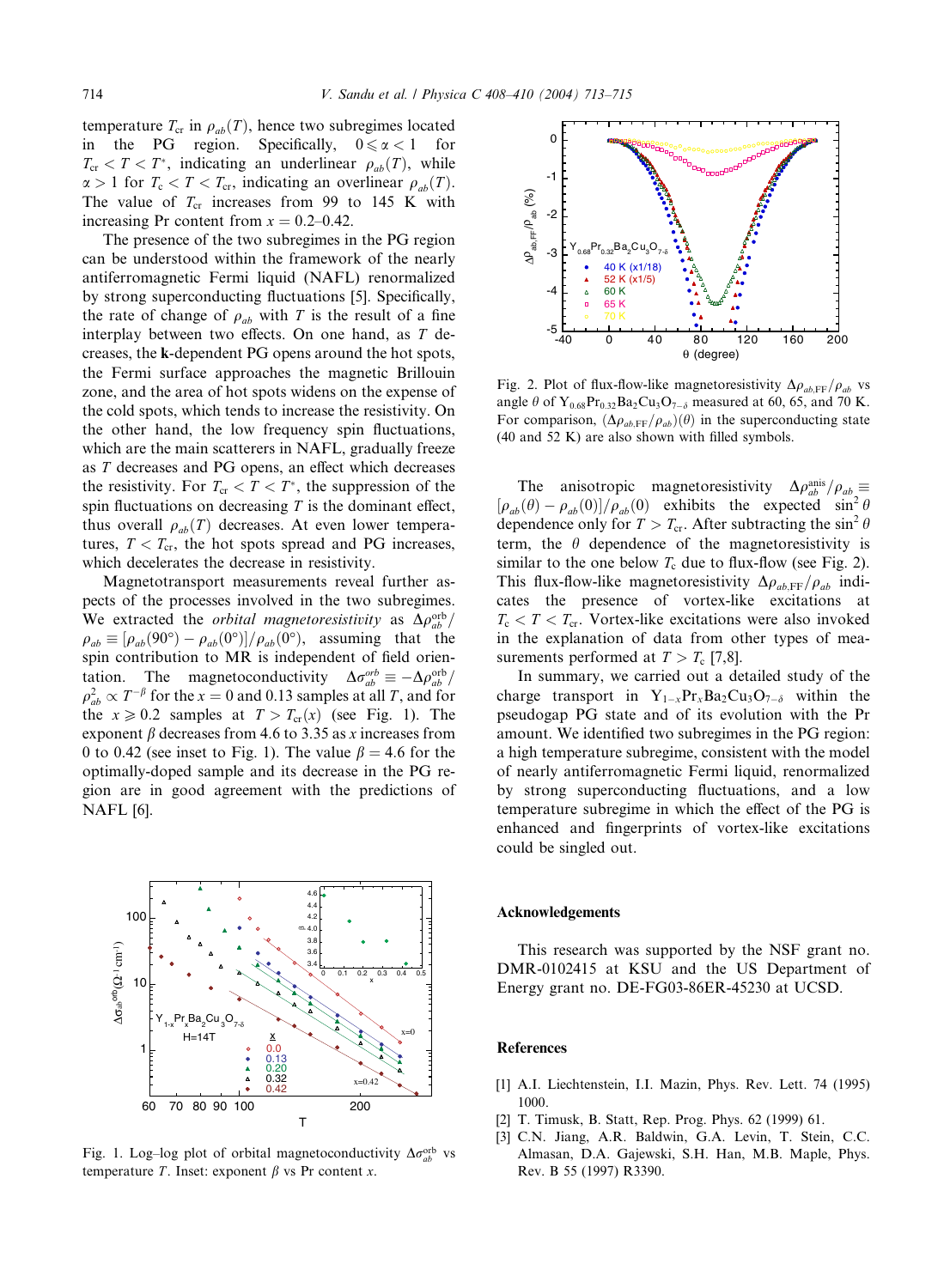temperature $T_{cr}$ in $\rho_{ab}(T)$, hence two subregimes located in the PG region. Specifically, $0 \leqslant \alpha < 1$ for $T_{cr} < T < T^*$, indicating an underlinear $\rho_{ab}(T)$, while $\alpha > 1$ for $T_c < T < T_{cr}$, indicating an overlinear $\rho_{ab}(T)$. The value of $T_{cr}$ increases from 99 to 145 K with increasing Pr content from $x = 0.2$–$0.42$.

The presence of the two subregimes in the PG region can be understood within the framework of the nearly antiferromagnetic Fermi liquid (NAFL) renormalized by strong superconducting fluctuations [5]. Specifically, the rate of change of $\rho_{ab}$ with $T$ is the result of a fine interplay between two effects. On one hand, as $T$ decreases, the **k**-dependent PG opens around the hot spots, the Fermi surface approaches the magnetic Brillouin zone, and the area of hot spots widens on the expense of the cold spots, which tends to increase the resistivity. On the other hand, the low frequency spin fluctuations, which are the main scatterers in NAFL, gradually freeze as $T$ decreases and PG opens, an effect which decreases the resistivity. For $T_{cr} < T < T^*$, the suppression of the spin fluctuations on decreasing $T$ is the dominant effect, thus overall $\rho_{ab}(T)$ decreases. At even lower temperatures, $T < T_{cr}$, the hot spots spread and PG increases, which decelerates the decrease in resistivity.

Magnetotransport measurements reveal further aspects of the processes involved in the two subregimes. We extracted the *orbital magnetoresistivity* as $\Delta\rho_{ab}^{orb}/\rho_{ab} \equiv [\rho_{ab}(90°) - \rho_{ab}(0°)]/\rho_{ab}(0°)$, assuming that the spin contribution to MR is independent of field orientation. The magnetoconductivity $\Delta\sigma_{ab}^{orb} \equiv -\Delta\rho_{ab}^{orb}/\rho_{ab}^2 \propto T^{-\beta}$ for the $x = 0$ and 0.13 samples at all $T$, and for the $x \geqslant 0.2$ samples at $T > T_{cr}(x)$ (see Fig. 1). The exponent $\beta$ decreases from 4.6 to 3.35 as $x$ increases from 0 to 0.42 (see inset to Fig. 1). The value $\beta = 4.6$ for the optimally-doped sample and its decrease in the PG region are in good agreement with the predictions of NAFL [6].

Fig. 1. Log–log plot of orbital magnetoconductivity $\Delta\sigma_{ab}^{orb}$ vs temperature $T$. Inset: exponent $\beta$ vs Pr content $x$.

Fig. 2. Plot of flux-flow-like magnetoresistivity $\Delta\rho_{ab,FF}/\rho_{ab}$ vs angle $\theta$ of $Y_{0.68}Pr_{0.32}Ba_2Cu_3O_{7-\delta}$ measured at 60, 65, and 70 K. For comparison, $(\Delta\rho_{ab,FF}/\rho_{ab})(\theta)$ in the superconducting state (40 and 52 K) are also shown with filled symbols.

The anisotropic magnetoresistivity $\Delta\rho_{ab}^{anis}/\rho_{ab} \equiv [\rho_{ab}(\theta) - \rho_{ab}(0)]/\rho_{ab}(0)$ exhibits the expected $\sin^2\theta$ dependence only for $T > T_{cr}$. After subtracting the $\sin^2\theta$ term, the $\theta$ dependence of the magnetoresistivity is similar to the one below $T_c$ due to flux-flow (see Fig. 2). This flux-flow-like magnetoresistivity $\Delta\rho_{ab,FF}/\rho_{ab}$ indicates the presence of vortex-like excitations at $T_c < T < T_{cr}$. Vortex-like excitations were also invoked in the explanation of data from other types of measurements performed at $T > T_c$ [7,8].

In summary, we carried out a detailed study of the charge transport in $Y_{1-x}Pr_xBa_2Cu_3O_{7-\delta}$ within the pseudogap PG state and of its evolution with the Pr amount. We identified two subregimes in the PG region: a high temperature subregime, consistent with the model of nearly antiferromagnetic Fermi liquid, renormalized by strong superconducting fluctuations, and a low temperature subregime in which the effect of the PG is enhanced and fingerprints of vortex-like excitations could be singled out.

## Acknowledgements

This research was supported by the NSF grant no. DMR-0102415 at KSU and the US Department of Energy grant no. DE-FG03-86ER-45230 at UCSD.

## References

[1] A.I. Liechtenstein, I.I. Mazin, Phys. Rev. Lett. 74 (1995) 1000.

[2] T. Timusk, B. Statt, Rep. Prog. Phys. 62 (1999) 61.

[3] C.N. Jiang, A.R. Baldwin, G.A. Levin, T. Stein, C.C. Almasan, D.A. Gajewski, S.H. Han, M.B. Maple, Phys. Rev. B 55 (1997) R3390.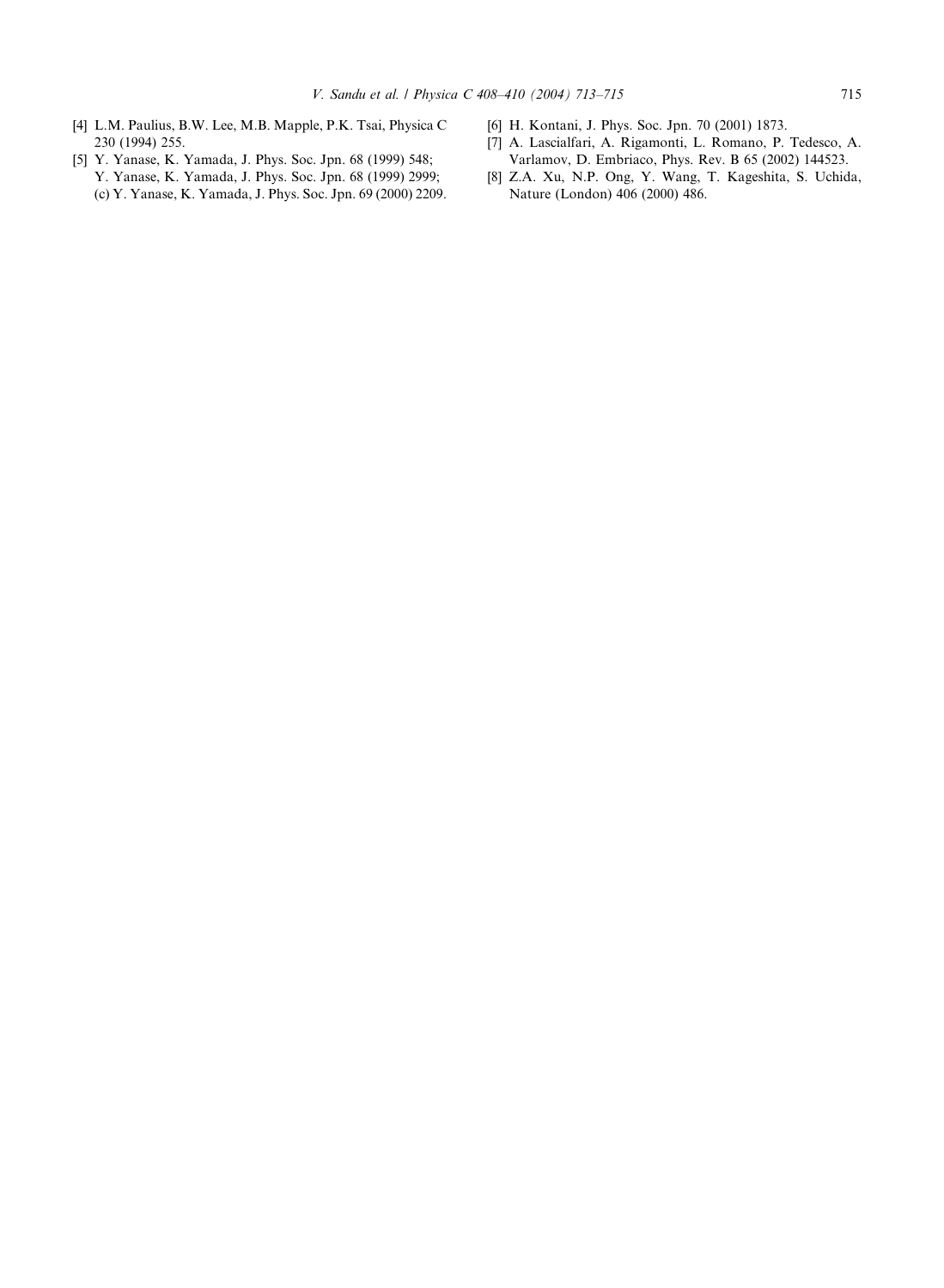[4] L.M. Paulius, B.W. Lee, M.B. Mapple, P.K. Tsai, Physica C 230 (1994) 255.

[5] Y. Yanase, K. Yamada, J. Phys. Soc. Jpn. 68 (1999) 548; Y. Yanase, K. Yamada, J. Phys. Soc. Jpn. 68 (1999) 2999; (c) Y. Yanase, K. Yamada, J. Phys. Soc. Jpn. 69 (2000) 2209.

[6] H. Kontani, J. Phys. Soc. Jpn. 70 (2001) 1873.

[7] A. Lascialfari, A. Rigamonti, L. Romano, P. Tedesco, A. Varlamov, D. Embriaco, Phys. Rev. B 65 (2002) 144523.

[8] Z.A. Xu, N.P. Ong, Y. Wang, T. Kageshita, S. Uchida, Nature (London) 406 (2000) 486.